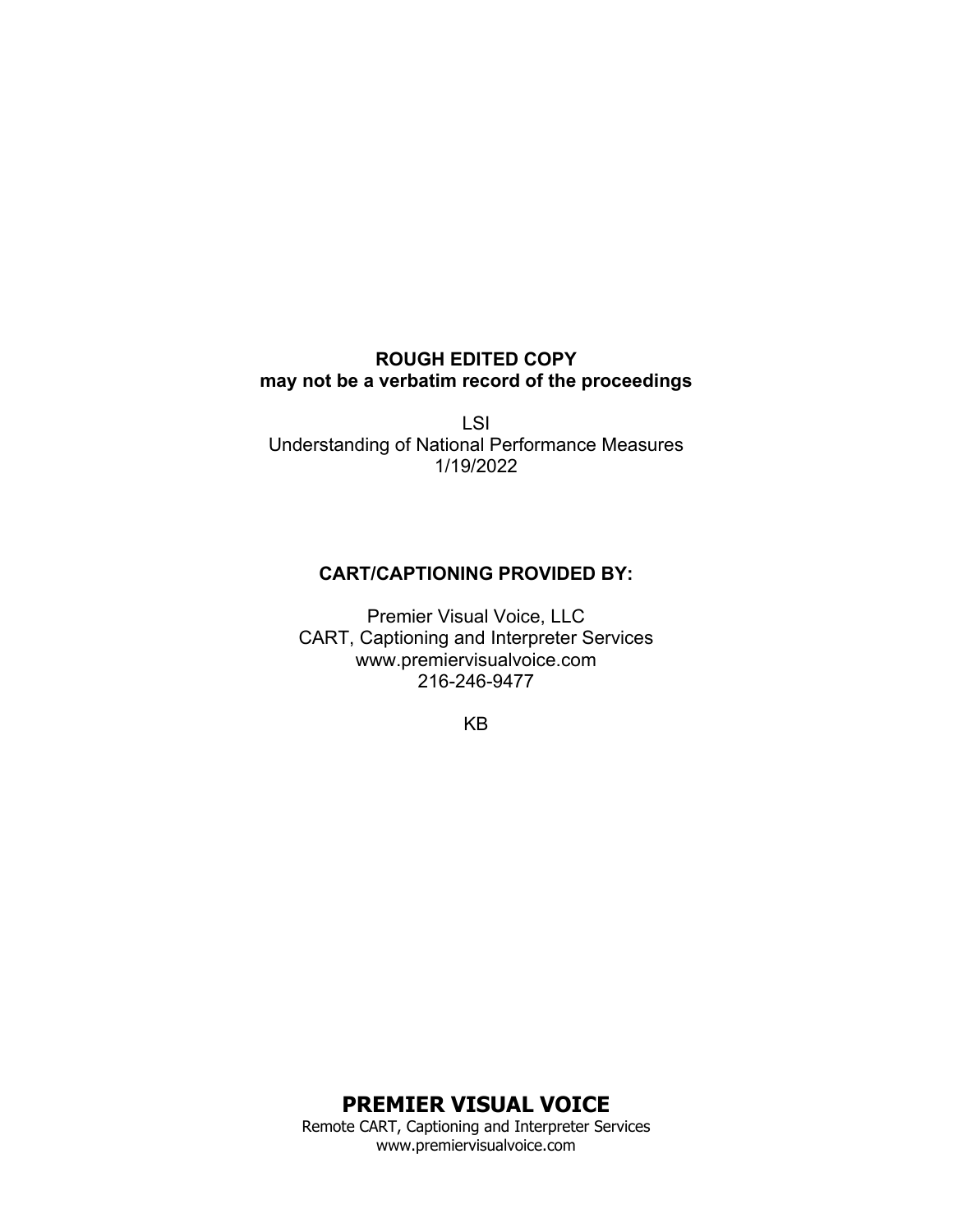**ROUGH EDITED COPY**
**may not be a verbatim record of the proceedings**

LSI
Understanding of National Performance Measures
1/19/2022

**CART/CAPTIONING PROVIDED BY:**

Premier Visual Voice, LLC
CART, Captioning and Interpreter Services
www.premiervisualvoice.com
216-246-9477

KB

**PREMIER VISUAL VOICE**
Remote CART, Captioning and Interpreter Services
www.premiervisualvoice.com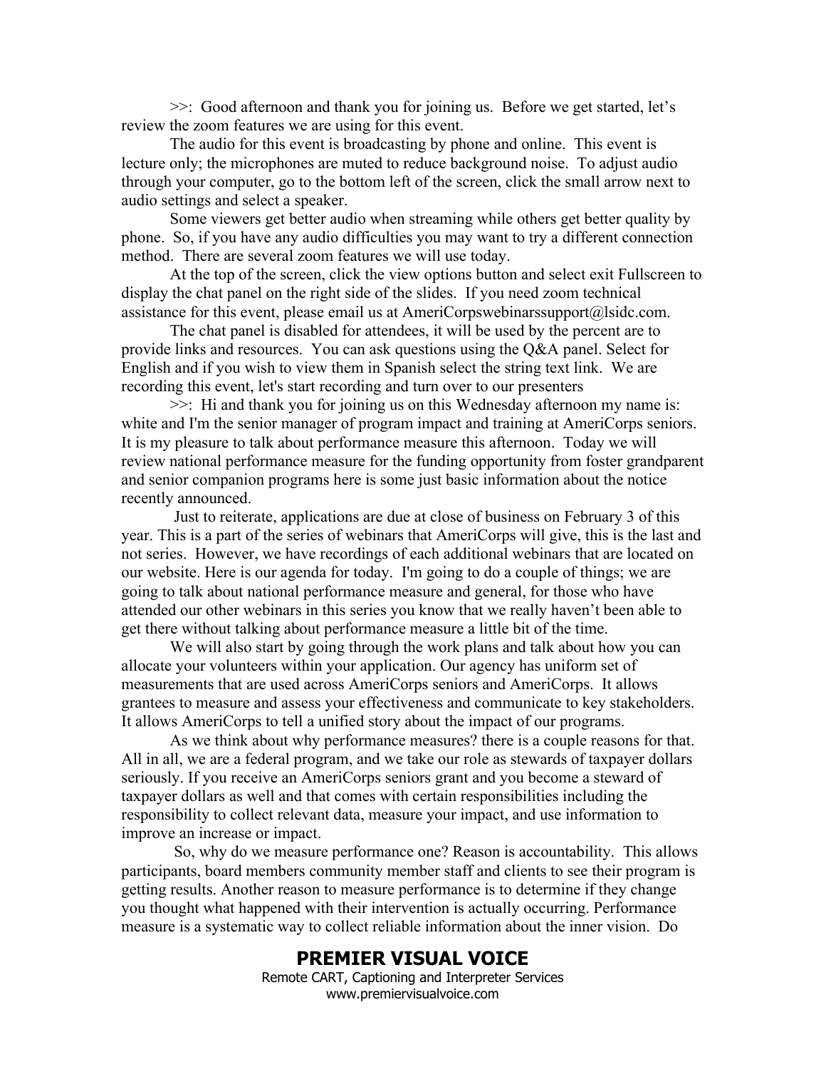>>:  Good afternoon and thank you for joining us.  Before we get started, let's review the zoom features we are using for this event.

The audio for this event is broadcasting by phone and online.  This event is lecture only; the microphones are muted to reduce background noise.  To adjust audio through your computer, go to the bottom left of the screen, click the small arrow next to audio settings and select a speaker.

Some viewers get better audio when streaming while others get better quality by phone.  So, if you have any audio difficulties you may want to try a different connection method.  There are several zoom features we will use today.

At the top of the screen, click the view options button and select exit Fullscreen to display the chat panel on the right side of the slides.  If you need zoom technical assistance for this event, please email us at AmeriCorpswebinarssupport@lsidc.com.

The chat panel is disabled for attendees, it will be used by the percent are to provide links and resources.  You can ask questions using the Q&A panel. Select for English and if you wish to view them in Spanish select the string text link.  We are recording this event, let's start recording and turn over to our presenters

>>:  Hi and thank you for joining us on this Wednesday afternoon my name is: white and I'm the senior manager of program impact and training at AmeriCorps seniors. It is my pleasure to talk about performance measure this afternoon.  Today we will review national performance measure for the funding opportunity from foster grandparent and senior companion programs here is some just basic information about the notice recently announced.

Just to reiterate, applications are due at close of business on February 3 of this year. This is a part of the series of webinars that AmeriCorps will give, this is the last and not series.  However, we have recordings of each additional webinars that are located on our website. Here is our agenda for today.  I'm going to do a couple of things; we are going to talk about national performance measure and general, for those who have attended our other webinars in this series you know that we really haven't been able to get there without talking about performance measure a little bit of the time.

We will also start by going through the work plans and talk about how you can allocate your volunteers within your application. Our agency has uniform set of measurements that are used across AmeriCorps seniors and AmeriCorps.  It allows grantees to measure and assess your effectiveness and communicate to key stakeholders. It allows AmeriCorps to tell a unified story about the impact of our programs.

As we think about why performance measures? there is a couple reasons for that. All in all, we are a federal program, and we take our role as stewards of taxpayer dollars seriously. If you receive an AmeriCorps seniors grant and you become a steward of taxpayer dollars as well and that comes with certain responsibilities including the responsibility to collect relevant data, measure your impact, and use information to improve an increase or impact.

So, why do we measure performance one? Reason is accountability.  This allows participants, board members community member staff and clients to see their program is getting results. Another reason to measure performance is to determine if they change you thought what happened with their intervention is actually occurring. Performance measure is a systematic way to collect reliable information about the inner vision.  Do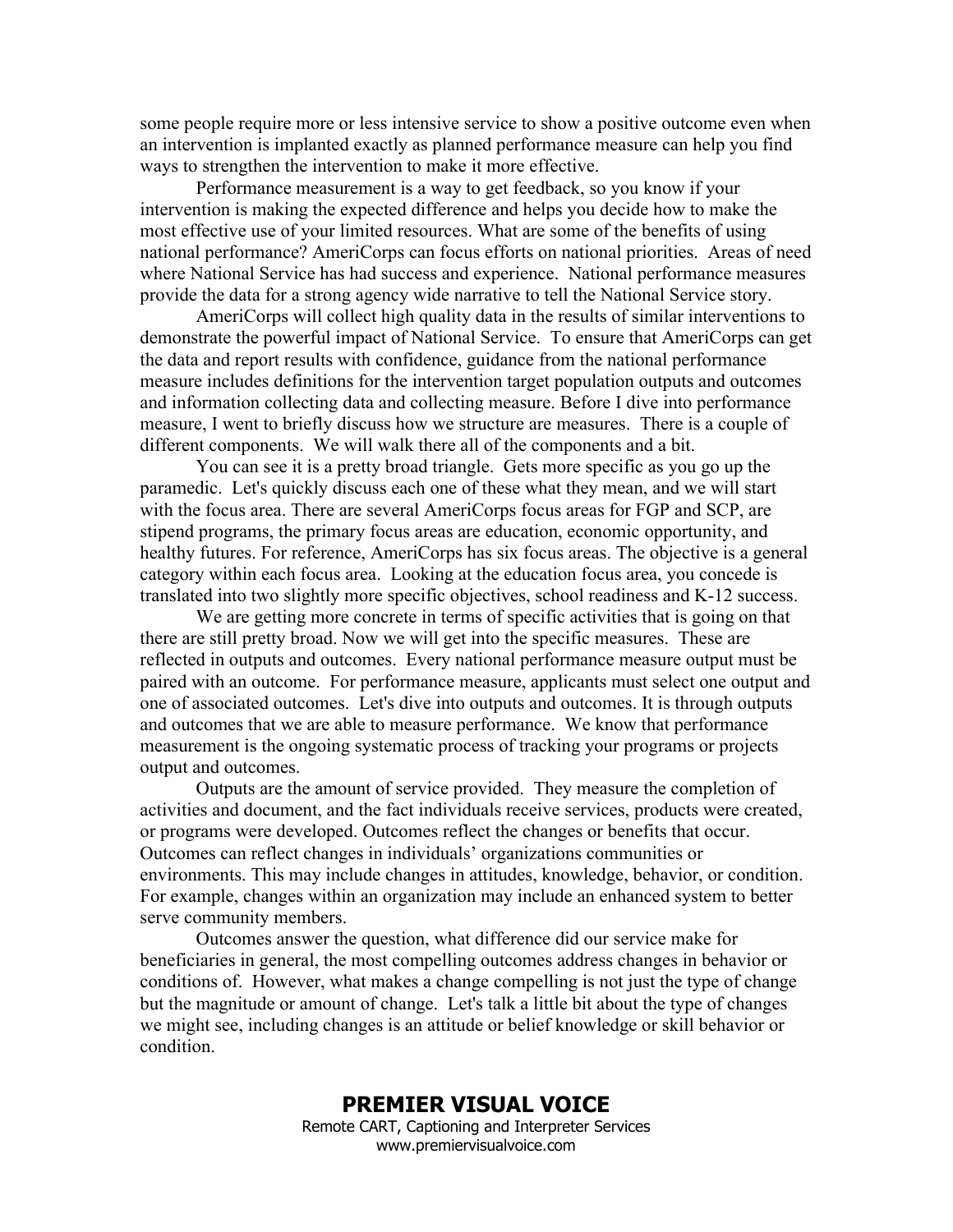some people require more or less intensive service to show a positive outcome even when an intervention is implanted exactly as planned performance measure can help you find ways to strengthen the intervention to make it more effective.

Performance measurement is a way to get feedback, so you know if your intervention is making the expected difference and helps you decide how to make the most effective use of your limited resources. What are some of the benefits of using national performance? AmeriCorps can focus efforts on national priorities. Areas of need where National Service has had success and experience. National performance measures provide the data for a strong agency wide narrative to tell the National Service story.

AmeriCorps will collect high quality data in the results of similar interventions to demonstrate the powerful impact of National Service. To ensure that AmeriCorps can get the data and report results with confidence, guidance from the national performance measure includes definitions for the intervention target population outputs and outcomes and information collecting data and collecting measure. Before I dive into performance measure, I went to briefly discuss how we structure are measures. There is a couple of different components. We will walk there all of the components and a bit.

You can see it is a pretty broad triangle. Gets more specific as you go up the paramedic. Let's quickly discuss each one of these what they mean, and we will start with the focus area. There are several AmeriCorps focus areas for FGP and SCP, are stipend programs, the primary focus areas are education, economic opportunity, and healthy futures. For reference, AmeriCorps has six focus areas. The objective is a general category within each focus area. Looking at the education focus area, you concede is translated into two slightly more specific objectives, school readiness and K-12 success.

We are getting more concrete in terms of specific activities that is going on that there are still pretty broad. Now we will get into the specific measures. These are reflected in outputs and outcomes. Every national performance measure output must be paired with an outcome. For performance measure, applicants must select one output and one of associated outcomes. Let's dive into outputs and outcomes. It is through outputs and outcomes that we are able to measure performance. We know that performance measurement is the ongoing systematic process of tracking your programs or projects output and outcomes.

Outputs are the amount of service provided. They measure the completion of activities and document, and the fact individuals receive services, products were created, or programs were developed. Outcomes reflect the changes or benefits that occur. Outcomes can reflect changes in individuals' organizations communities or environments. This may include changes in attitudes, knowledge, behavior, or condition. For example, changes within an organization may include an enhanced system to better serve community members.

Outcomes answer the question, what difference did our service make for beneficiaries in general, the most compelling outcomes address changes in behavior or conditions of. However, what makes a change compelling is not just the type of change but the magnitude or amount of change. Let's talk a little bit about the type of changes we might see, including changes is an attitude or belief knowledge or skill behavior or condition.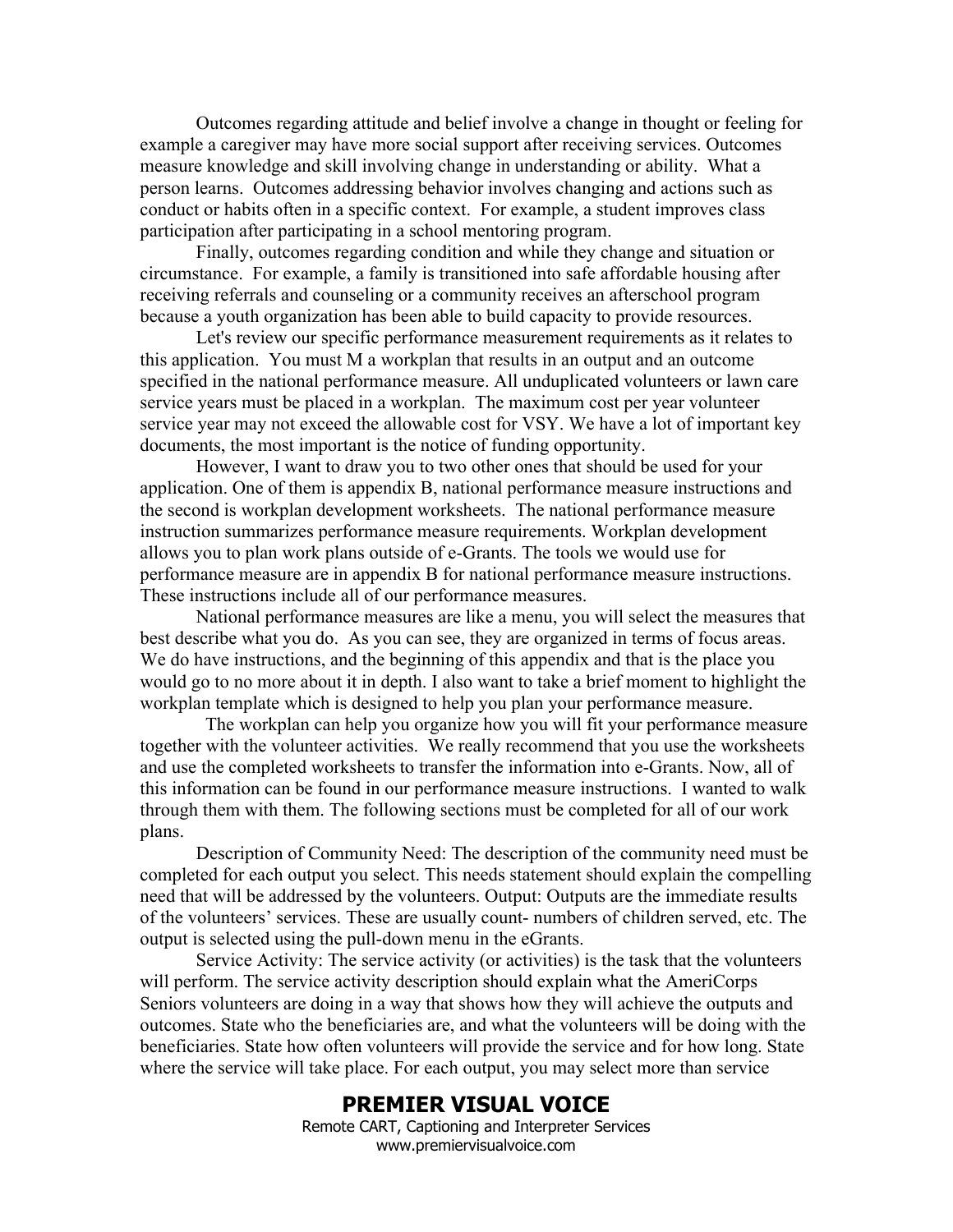Outcomes regarding attitude and belief involve a change in thought or feeling for example a caregiver may have more social support after receiving services. Outcomes measure knowledge and skill involving change in understanding or ability. What a person learns. Outcomes addressing behavior involves changing and actions such as conduct or habits often in a specific context. For example, a student improves class participation after participating in a school mentoring program.

Finally, outcomes regarding condition and while they change and situation or circumstance. For example, a family is transitioned into safe affordable housing after receiving referrals and counseling or a community receives an afterschool program because a youth organization has been able to build capacity to provide resources.

Let's review our specific performance measurement requirements as it relates to this application. You must M a workplan that results in an output and an outcome specified in the national performance measure. All unduplicated volunteers or lawn care service years must be placed in a workplan. The maximum cost per year volunteer service year may not exceed the allowable cost for VSY. We have a lot of important key documents, the most important is the notice of funding opportunity.

However, I want to draw you to two other ones that should be used for your application. One of them is appendix B, national performance measure instructions and the second is workplan development worksheets. The national performance measure instruction summarizes performance measure requirements. Workplan development allows you to plan work plans outside of e-Grants. The tools we would use for performance measure are in appendix B for national performance measure instructions. These instructions include all of our performance measures.

National performance measures are like a menu, you will select the measures that best describe what you do. As you can see, they are organized in terms of focus areas. We do have instructions, and the beginning of this appendix and that is the place you would go to no more about it in depth. I also want to take a brief moment to highlight the workplan template which is designed to help you plan your performance measure.

The workplan can help you organize how you will fit your performance measure together with the volunteer activities. We really recommend that you use the worksheets and use the completed worksheets to transfer the information into e-Grants. Now, all of this information can be found in our performance measure instructions. I wanted to walk through them with them. The following sections must be completed for all of our work plans.

Description of Community Need: The description of the community need must be completed for each output you select. This needs statement should explain the compelling need that will be addressed by the volunteers. Output: Outputs are the immediate results of the volunteers' services. These are usually count- numbers of children served, etc. The output is selected using the pull-down menu in the eGrants.

Service Activity: The service activity (or activities) is the task that the volunteers will perform. The service activity description should explain what the AmeriCorps Seniors volunteers are doing in a way that shows how they will achieve the outputs and outcomes. State who the beneficiaries are, and what the volunteers will be doing with the beneficiaries. State how often volunteers will provide the service and for how long. State where the service will take place. For each output, you may select more than service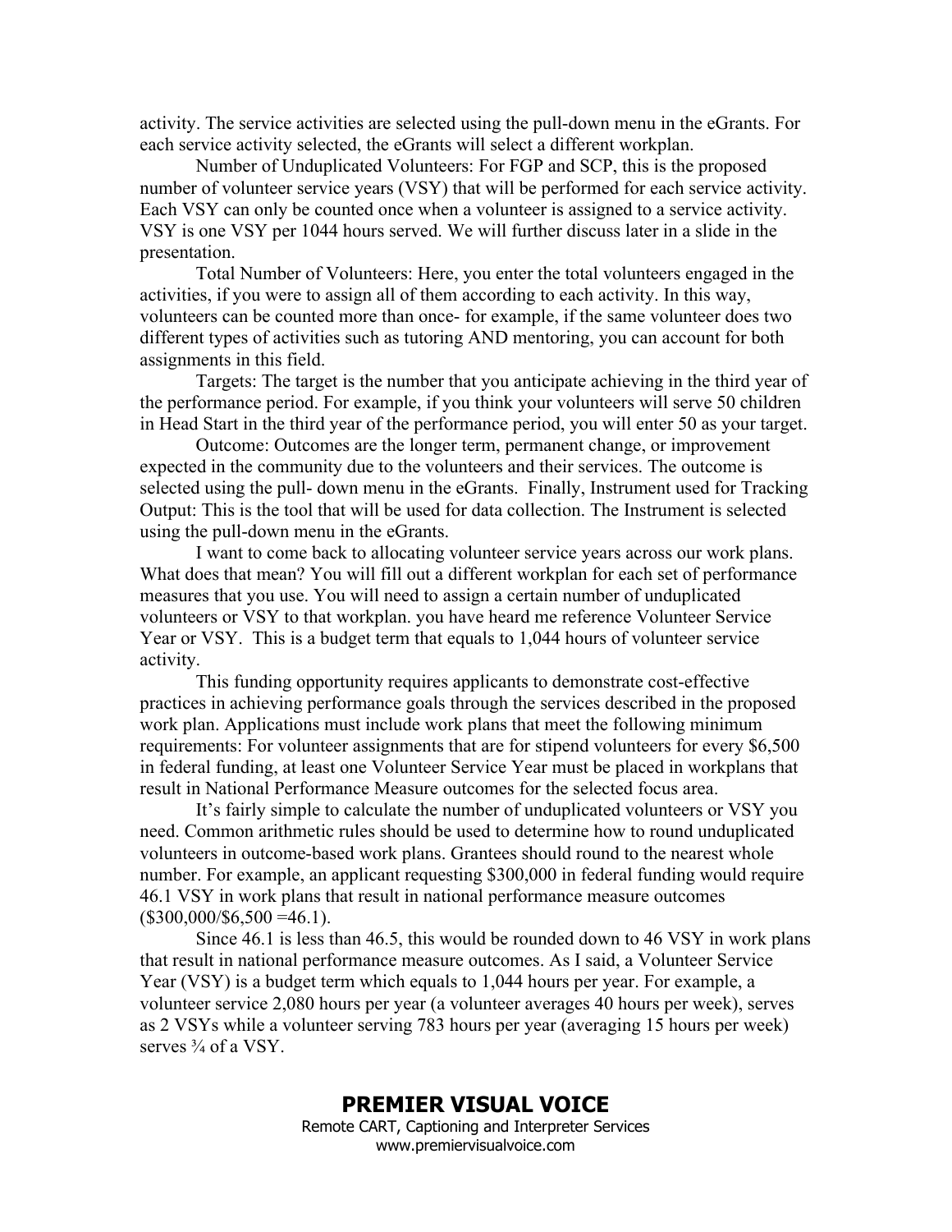activity. The service activities are selected using the pull-down menu in the eGrants. For each service activity selected, the eGrants will select a different workplan.

Number of Unduplicated Volunteers: For FGP and SCP, this is the proposed number of volunteer service years (VSY) that will be performed for each service activity. Each VSY can only be counted once when a volunteer is assigned to a service activity. VSY is one VSY per 1044 hours served. We will further discuss later in a slide in the presentation.

Total Number of Volunteers: Here, you enter the total volunteers engaged in the activities, if you were to assign all of them according to each activity. In this way, volunteers can be counted more than once- for example, if the same volunteer does two different types of activities such as tutoring AND mentoring, you can account for both assignments in this field.

Targets: The target is the number that you anticipate achieving in the third year of the performance period. For example, if you think your volunteers will serve 50 children in Head Start in the third year of the performance period, you will enter 50 as your target.

Outcome: Outcomes are the longer term, permanent change, or improvement expected in the community due to the volunteers and their services. The outcome is selected using the pull- down menu in the eGrants. Finally, Instrument used for Tracking Output: This is the tool that will be used for data collection. The Instrument is selected using the pull-down menu in the eGrants.

I want to come back to allocating volunteer service years across our work plans. What does that mean? You will fill out a different workplan for each set of performance measures that you use. You will need to assign a certain number of unduplicated volunteers or VSY to that workplan. you have heard me reference Volunteer Service Year or VSY. This is a budget term that equals to 1,044 hours of volunteer service activity.

This funding opportunity requires applicants to demonstrate cost-effective practices in achieving performance goals through the services described in the proposed work plan. Applications must include work plans that meet the following minimum requirements: For volunteer assignments that are for stipend volunteers for every $6,500 in federal funding, at least one Volunteer Service Year must be placed in workplans that result in National Performance Measure outcomes for the selected focus area.

It's fairly simple to calculate the number of unduplicated volunteers or VSY you need. Common arithmetic rules should be used to determine how to round unduplicated volunteers in outcome-based work plans. Grantees should round to the nearest whole number. For example, an applicant requesting $300,000 in federal funding would require 46.1 VSY in work plans that result in national performance measure outcomes ($300,000/$6,500 =46.1).

Since 46.1 is less than 46.5, this would be rounded down to 46 VSY in work plans that result in national performance measure outcomes. As I said, a Volunteer Service Year (VSY) is a budget term which equals to 1,044 hours per year. For example, a volunteer service 2,080 hours per year (a volunteer averages 40 hours per week), serves as 2 VSYs while a volunteer serving 783 hours per year (averaging 15 hours per week) serves ¾ of a VSY.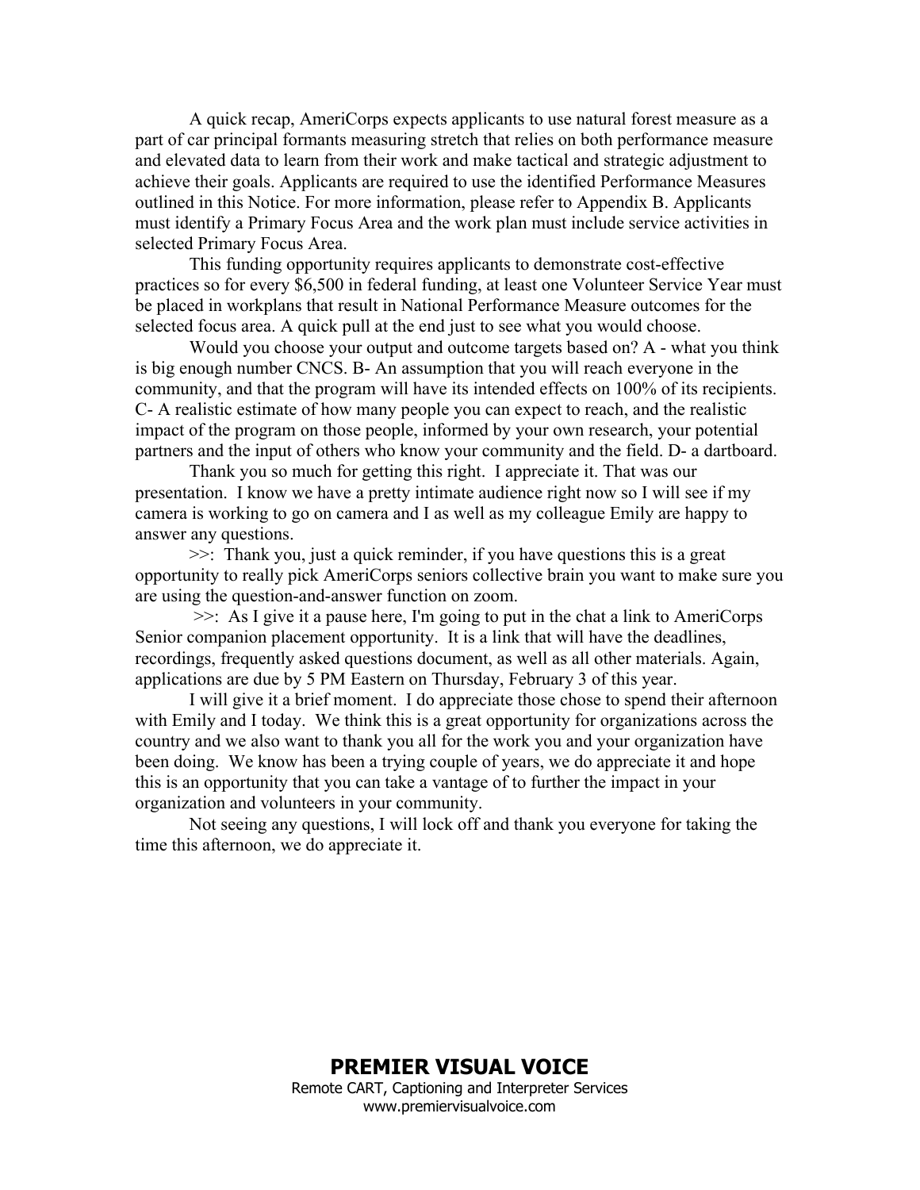A quick recap, AmeriCorps expects applicants to use natural forest measure as a part of car principal formants measuring stretch that relies on both performance measure and elevated data to learn from their work and make tactical and strategic adjustment to achieve their goals. Applicants are required to use the identified Performance Measures outlined in this Notice. For more information, please refer to Appendix B. Applicants must identify a Primary Focus Area and the work plan must include service activities in selected Primary Focus Area.

This funding opportunity requires applicants to demonstrate cost-effective practices so for every $6,500 in federal funding, at least one Volunteer Service Year must be placed in workplans that result in National Performance Measure outcomes for the selected focus area. A quick pull at the end just to see what you would choose.

Would you choose your output and outcome targets based on? A - what you think is big enough number CNCS. B- An assumption that you will reach everyone in the community, and that the program will have its intended effects on 100% of its recipients. C- A realistic estimate of how many people you can expect to reach, and the realistic impact of the program on those people, informed by your own research, your potential partners and the input of others who know your community and the field. D- a dartboard.

Thank you so much for getting this right. I appreciate it. That was our presentation. I know we have a pretty intimate audience right now so I will see if my camera is working to go on camera and I as well as my colleague Emily are happy to answer any questions.

>>: Thank you, just a quick reminder, if you have questions this is a great opportunity to really pick AmeriCorps seniors collective brain you want to make sure you are using the question-and-answer function on zoom.

>>: As I give it a pause here, I'm going to put in the chat a link to AmeriCorps Senior companion placement opportunity. It is a link that will have the deadlines, recordings, frequently asked questions document, as well as all other materials. Again, applications are due by 5 PM Eastern on Thursday, February 3 of this year.

I will give it a brief moment. I do appreciate those chose to spend their afternoon with Emily and I today. We think this is a great opportunity for organizations across the country and we also want to thank you all for the work you and your organization have been doing. We know has been a trying couple of years, we do appreciate it and hope this is an opportunity that you can take a vantage of to further the impact in your organization and volunteers in your community.

Not seeing any questions, I will lock off and thank you everyone for taking the time this afternoon, we do appreciate it.